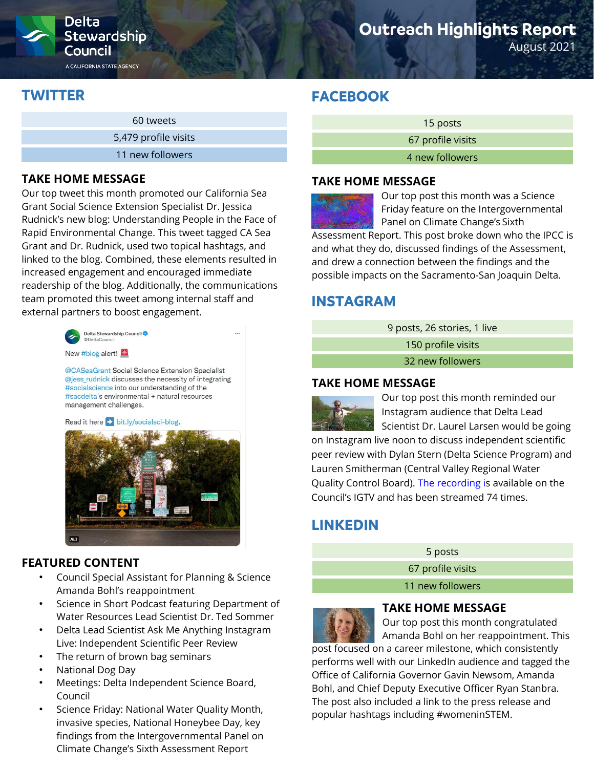Delta Stewardship Council

A CALIFORNIA STATE AGENCY

# Outreach Highlights Report

August 2021

## TWITTER

| 60 tweets |
|---|
| 5,479 profile visits |
| 11 new followers |

### TAKE HOME MESSAGE

Our top tweet this month promoted our California Sea Grant Social Science Extension Specialist Dr. Jessica Rudnick's new blog: Understanding People in the Face of Rapid Environmental Change. This tweet tagged CA Sea Grant and Dr. Rudnick, used two topical hashtags, and linked to the blog. Combined, these elements resulted in increased engagement and encouraged immediate readership of the blog. Additionally, the communications team promoted this tweet among internal staff and external partners to boost engagement.

Delta Stewardship Council
@DeltaCouncil

New #blog alert! 🚨

@CASeaGrant Social Science Extension Specialist @jess_rudnick discusses the necessity of integrating #socialscience into our understanding of the #sacdelta's environmental + natural resources management challenges.

Read it here ➡️ bit.ly/socialsci-blog.

### FEATURED CONTENT

- Council Special Assistant for Planning & Science Amanda Bohl's reappointment
- Science in Short Podcast featuring Department of Water Resources Lead Scientist Dr. Ted Sommer
- Delta Lead Scientist Ask Me Anything Instagram Live: Independent Scientific Peer Review
- The return of brown bag seminars
- National Dog Day
- Meetings: Delta Independent Science Board, Council
- Science Friday: National Water Quality Month, invasive species, National Honeybee Day, key findings from the Intergovernmental Panel on Climate Change's Sixth Assessment Report

## FACEBOOK

| 15 posts |
|---|
| 67 profile visits |
| 4 new followers |

### TAKE HOME MESSAGE

Our top post this month was a Science Friday feature on the Intergovernmental Panel on Climate Change's Sixth Assessment Report. This post broke down who the IPCC is and what they do, discussed findings of the Assessment, and drew a connection between the findings and the possible impacts on the Sacramento-San Joaquin Delta.

## INSTAGRAM

| 9 posts, 26 stories, 1 live |
|---|
| 150 profile visits |
| 32 new followers |

### TAKE HOME MESSAGE

Our top post this month reminded our Instagram audience that Delta Lead Scientist Dr. Laurel Larsen would be going on Instagram live noon to discuss independent scientific peer review with Dylan Stern (Delta Science Program) and Lauren Smitherman (Central Valley Regional Water Quality Control Board). The recording is available on the Council's IGTV and has been streamed 74 times.

## LINKEDIN

| 5 posts |
|---|
| 67 profile visits |
| 11 new followers |

### TAKE HOME MESSAGE

Our top post this month congratulated Amanda Bohl on her reappointment. This post focused on a career milestone, which consistently performs well with our LinkedIn audience and tagged the Office of California Governor Gavin Newsom, Amanda Bohl, and Chief Deputy Executive Officer Ryan Stanbra. The post also included a link to the press release and popular hashtags including #womeninSTEM.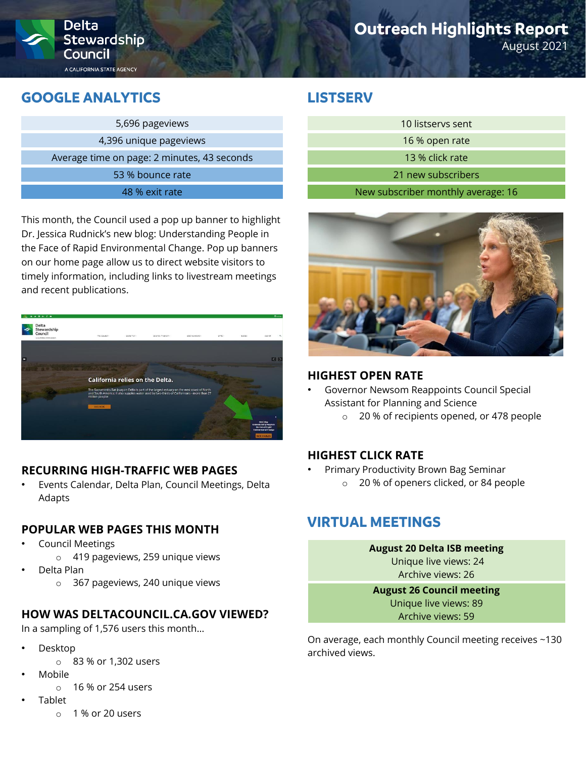# Outreach Highlights Report

August 2021

## GOOGLE ANALYTICS

| |
|---|
| 5,696 pageviews |
| 4,396 unique pageviews |
| Average time on page: 2 minutes, 43 seconds |
| 53 % bounce rate |
| 48 % exit rate |

This month, the Council used a pop up banner to highlight Dr. Jessica Rudnick's new blog: Understanding People in the Face of Rapid Environmental Change. Pop up banners on our home page allow us to direct website visitors to timely information, including links to livestream meetings and recent publications.

### RECURRING HIGH-TRAFFIC WEB PAGES

- Events Calendar, Delta Plan, Council Meetings, Delta Adapts

### POPULAR WEB PAGES THIS MONTH

- Council Meetings
  - 419 pageviews, 259 unique views
- Delta Plan
  - 367 pageviews, 240 unique views

### HOW WAS DELTACOUNCIL.CA.GOV VIEWED?

In a sampling of 1,576 users this month…

- Desktop
  - 83 % or 1,302 users
- Mobile
  - 16 % or 254 users
- Tablet
  - 1 % or 20 users

## LISTSERV

| |
|---|
| 10 listservs sent |
| 16 % open rate |
| 13 % click rate |
| 21 new subscribers |
| New subscriber monthly average: 16 |

### HIGHEST OPEN RATE

- Governor Newsom Reappoints Council Special Assistant for Planning and Science
  - 20 % of recipients opened, or 478 people

### HIGHEST CLICK RATE

- Primary Productivity Brown Bag Seminar
  - 20 % of openers clicked, or 84 people

## VIRTUAL MEETINGS

**August 20 Delta ISB meeting**
Unique live views: 24
Archive views: 26

**August 26 Council meeting**
Unique live views: 89
Archive views: 59

On average, each monthly Council meeting receives ~130 archived views.